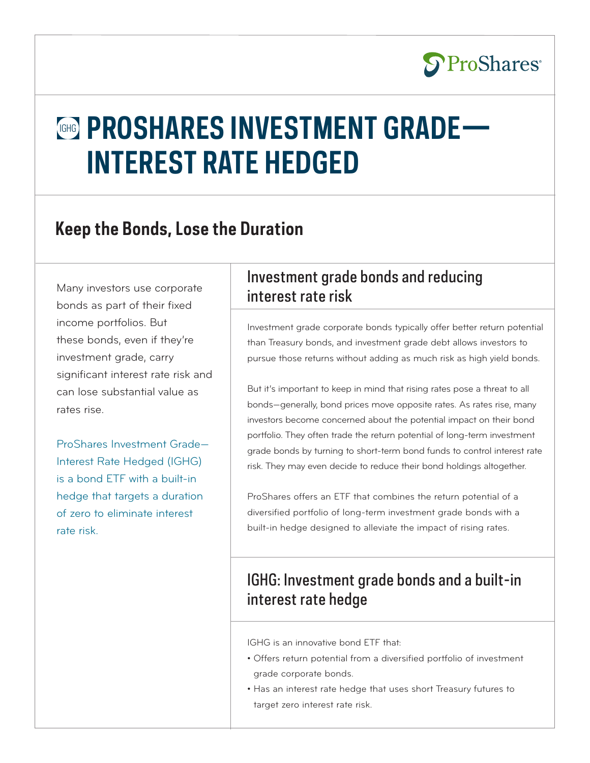ProShares

# IGHG PROSHARES INVESTMENT GRADE—INTEREST RATE HEDGED

## Keep the Bonds, Lose the Duration

Many investors use corporate bonds as part of their fixed income portfolios. But these bonds, even if they're investment grade, carry significant interest rate risk and can lose substantial value as rates rise.

ProShares Investment Grade—Interest Rate Hedged (IGHG) is a bond ETF with a built-in hedge that targets a duration of zero to eliminate interest rate risk.

### Investment grade bonds and reducing interest rate risk

Investment grade corporate bonds typically offer better return potential than Treasury bonds, and investment grade debt allows investors to pursue those returns without adding as much risk as high yield bonds.

But it's important to keep in mind that rising rates pose a threat to all bonds—generally, bond prices move opposite rates. As rates rise, many investors become concerned about the potential impact on their bond portfolio. They often trade the return potential of long-term investment grade bonds by turning to short-term bond funds to control interest rate risk. They may even decide to reduce their bond holdings altogether.

ProShares offers an ETF that combines the return potential of a diversified portfolio of long-term investment grade bonds with a built-in hedge designed to alleviate the impact of rising rates.

### IGHG: Investment grade bonds and a built-in interest rate hedge

IGHG is an innovative bond ETF that:

- Offers return potential from a diversified portfolio of investment grade corporate bonds.
- Has an interest rate hedge that uses short Treasury futures to target zero interest rate risk.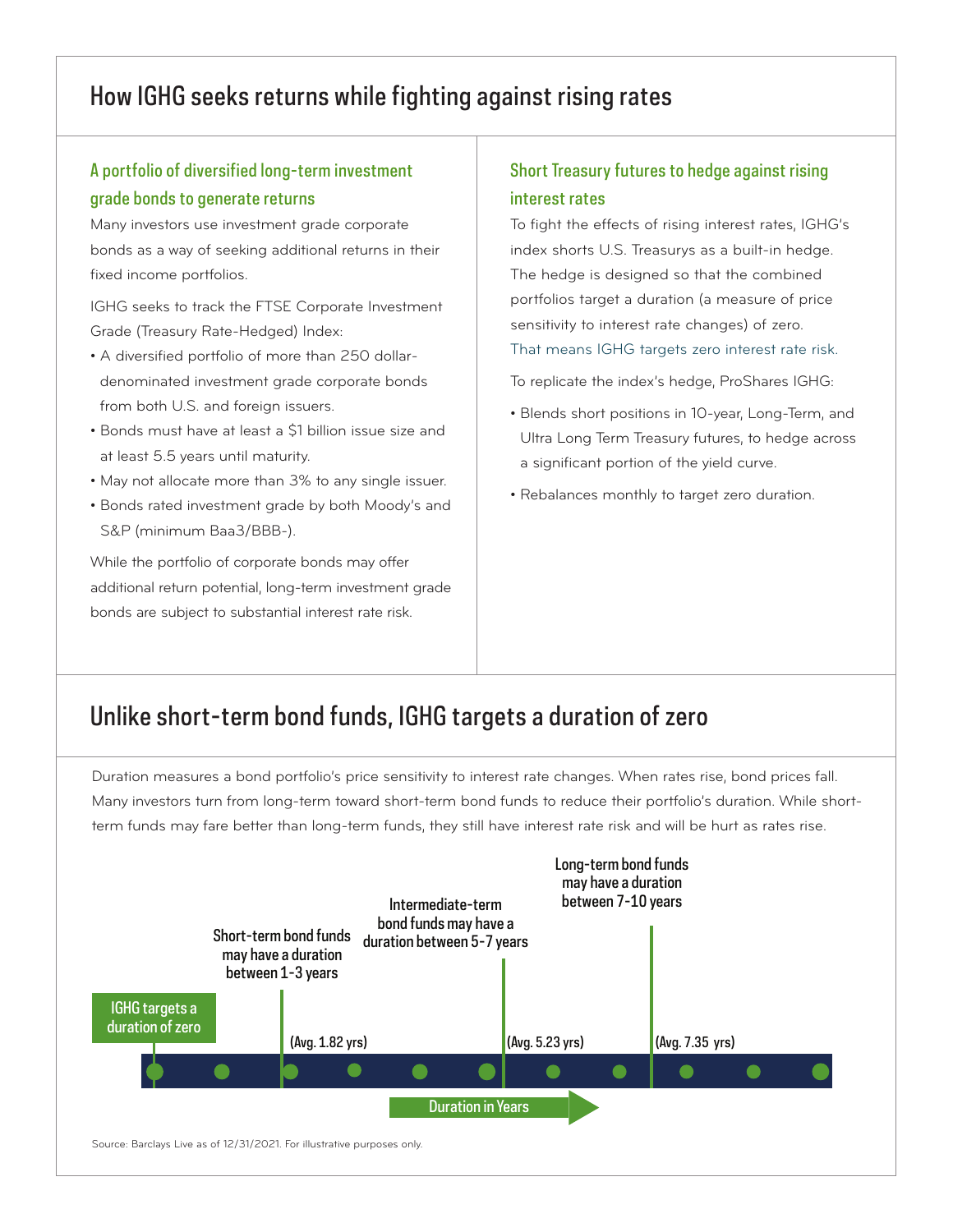## How IGHG seeks returns while fighting against rising rates

### A portfolio of diversified long-term investment grade bonds to generate returns

Many investors use investment grade corporate bonds as a way of seeking additional returns in their fixed income portfolios.

IGHG seeks to track the FTSE Corporate Investment Grade (Treasury Rate-Hedged) Index:

- A diversified portfolio of more than 250 dollar-denominated investment grade corporate bonds from both U.S. and foreign issuers.
- Bonds must have at least a $1 billion issue size and at least 5.5 years until maturity.
- May not allocate more than 3% to any single issuer.
- Bonds rated investment grade by both Moody's and S&P (minimum Baa3/BBB-).

While the portfolio of corporate bonds may offer additional return potential, long-term investment grade bonds are subject to substantial interest rate risk.

### Short Treasury futures to hedge against rising interest rates

To fight the effects of rising interest rates, IGHG's index shorts U.S. Treasurys as a built-in hedge. The hedge is designed so that the combined portfolios target a duration (a measure of price sensitivity to interest rate changes) of zero. That means IGHG targets zero interest rate risk.

To replicate the index's hedge, ProShares IGHG:

- Blends short positions in 10-year, Long-Term, and Ultra Long Term Treasury futures, to hedge across a significant portion of the yield curve.
- Rebalances monthly to target zero duration.

## Unlike short-term bond funds, IGHG targets a duration of zero

Duration measures a bond portfolio's price sensitivity to interest rate changes. When rates rise, bond prices fall. Many investors turn from long-term toward short-term bond funds to reduce their portfolio's duration. While short-term funds may fare better than long-term funds, they still have interest rate risk and will be hurt as rates rise.

IGHG targets a duration of zero

Short-term bond funds may have a duration between 1-3 years (Avg. 1.82 yrs)

Intermediate-term bond funds may have a duration between 5-7 years (Avg. 5.23 yrs)

Long-term bond funds may have a duration between 7-10 years (Avg. 7.35 yrs)

Duration in Years

Source: Barclays Live as of 12/31/2021. For illustrative purposes only.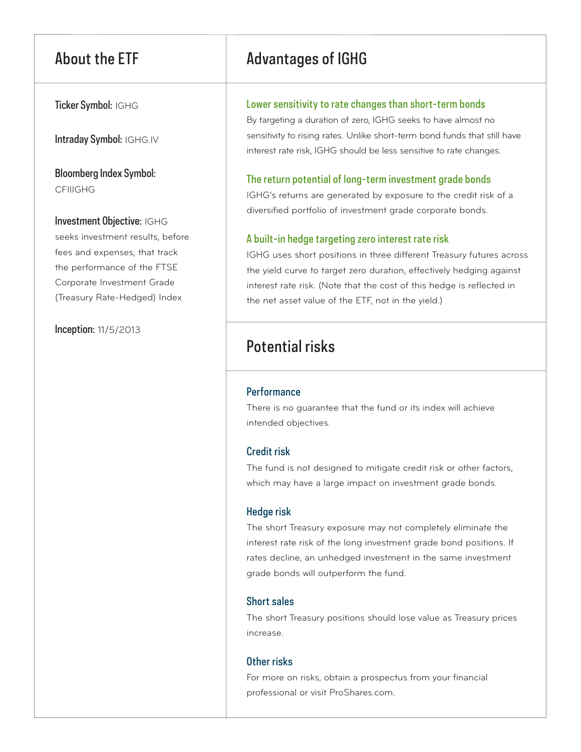## About the ETF

**Ticker Symbol:** IGHG

**Intraday Symbol:** IGHG.IV

**Bloomberg Index Symbol:** CFIIIGHG

**Investment Objective:** IGHG seeks investment results, before fees and expenses, that track the performance of the FTSE Corporate Investment Grade (Treasury Rate-Hedged) Index

**Inception:** 11/5/2013

## Advantages of IGHG

### Lower sensitivity to rate changes than short-term bonds

By targeting a duration of zero, IGHG seeks to have almost no sensitivity to rising rates. Unlike short-term bond funds that still have interest rate risk, IGHG should be less sensitive to rate changes.

### The return potential of long-term investment grade bonds

IGHG's returns are generated by exposure to the credit risk of a diversified portfolio of investment grade corporate bonds.

### A built-in hedge targeting zero interest rate risk

IGHG uses short positions in three different Treasury futures across the yield curve to target zero duration, effectively hedging against interest rate risk. (Note that the cost of this hedge is reflected in the net asset value of the ETF, not in the yield.)

## Potential risks

### Performance

There is no guarantee that the fund or its index will achieve intended objectives.

### Credit risk

The fund is not designed to mitigate credit risk or other factors, which may have a large impact on investment grade bonds.

### Hedge risk

The short Treasury exposure may not completely eliminate the interest rate risk of the long investment grade bond positions. If rates decline, an unhedged investment in the same investment grade bonds will outperform the fund.

### Short sales

The short Treasury positions should lose value as Treasury prices increase.

### Other risks

For more on risks, obtain a prospectus from your financial professional or visit ProShares.com.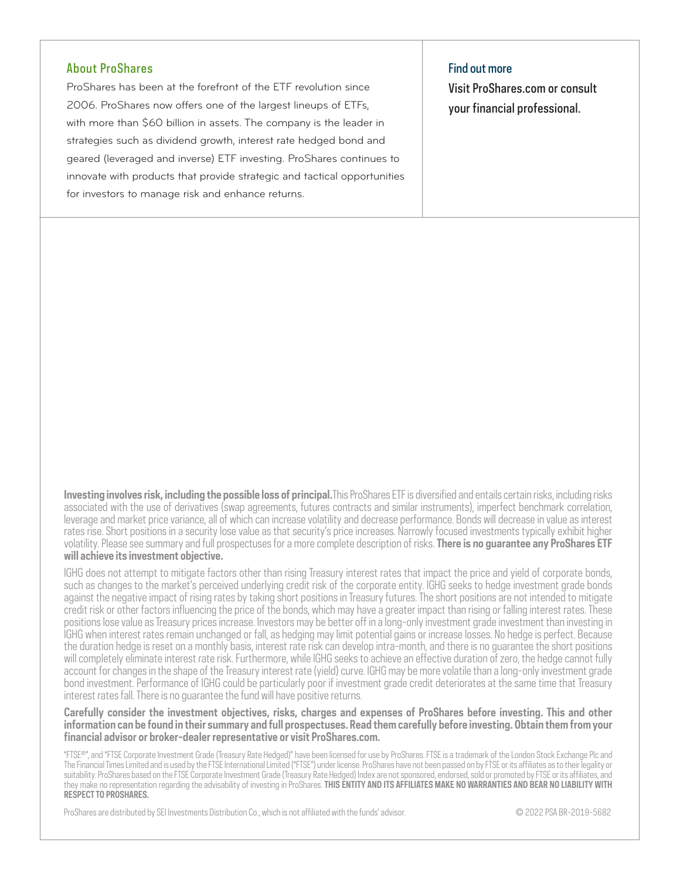## About ProShares

ProShares has been at the forefront of the ETF revolution since 2006. ProShares now offers one of the largest lineups of ETFs, with more than $60 billion in assets. The company is the leader in strategies such as dividend growth, interest rate hedged bond and geared (leveraged and inverse) ETF investing. ProShares continues to innovate with products that provide strategic and tactical opportunities for investors to manage risk and enhance returns.

## Find out more

Visit ProShares.com or consult your financial professional.

**Investing involves risk, including the possible loss of principal.** This ProShares ETF is diversified and entails certain risks, including risks associated with the use of derivatives (swap agreements, futures contracts and similar instruments), imperfect benchmark correlation, leverage and market price variance, all of which can increase volatility and decrease performance. Bonds will decrease in value as interest rates rise. Short positions in a security lose value as that security's price increases. Narrowly focused investments typically exhibit higher volatility. Please see summary and full prospectuses for a more complete description of risks. **There is no guarantee any ProShares ETF will achieve its investment objective.**

IGHG does not attempt to mitigate factors other than rising Treasury interest rates that impact the price and yield of corporate bonds, such as changes to the market's perceived underlying credit risk of the corporate entity. IGHG seeks to hedge investment grade bonds against the negative impact of rising rates by taking short positions in Treasury futures. The short positions are not intended to mitigate credit risk or other factors influencing the price of the bonds, which may have a greater impact than rising or falling interest rates. These positions lose value as Treasury prices increase. Investors may be better off in a long-only investment grade investment than investing in IGHG when interest rates remain unchanged or fall, as hedging may limit potential gains or increase losses. No hedge is perfect. Because the duration hedge is reset on a monthly basis, interest rate risk can develop intra-month, and there is no guarantee the short positions will completely eliminate interest rate risk. Furthermore, while IGHG seeks to achieve an effective duration of zero, the hedge cannot fully account for changes in the shape of the Treasury interest rate (yield) curve. IGHG may be more volatile than a long-only investment grade bond investment. Performance of IGHG could be particularly poor if investment grade credit deteriorates at the same time that Treasury interest rates fall. There is no guarantee the fund will have positive returns.

**Carefully consider the investment objectives, risks, charges and expenses of ProShares before investing. This and other information can be found in their summary and full prospectuses. Read them carefully before investing. Obtain them from your financial advisor or broker-dealer representative or visit ProShares.com.**

"FTSE®", and "FTSE Corporate Investment Grade (Treasury Rate Hedged)" have been licensed for use by ProShares. FTSE is a trademark of the London Stock Exchange Plc and The Financial Times Limited and is used by the FTSE International Limited ("FTSE") under license. ProShares have not been passed on by FTSE or its affiliates as to their legality or suitability. ProShares based on the FTSE Corporate Investment Grade (Treasury Rate Hedged) Index are not sponsored, endorsed, sold or promoted by FTSE or its affiliates, and they make no representation regarding the advisability of investing in ProShares. **THIS ENTITY AND ITS AFFILIATES MAKE NO WARRANTIES AND BEAR NO LIABILITY WITH RESPECT TO PROSHARES.**

ProShares are distributed by SEI Investments Distribution Co., which is not affiliated with the funds' advisor.

© 2022 PSA BR-2019-5682